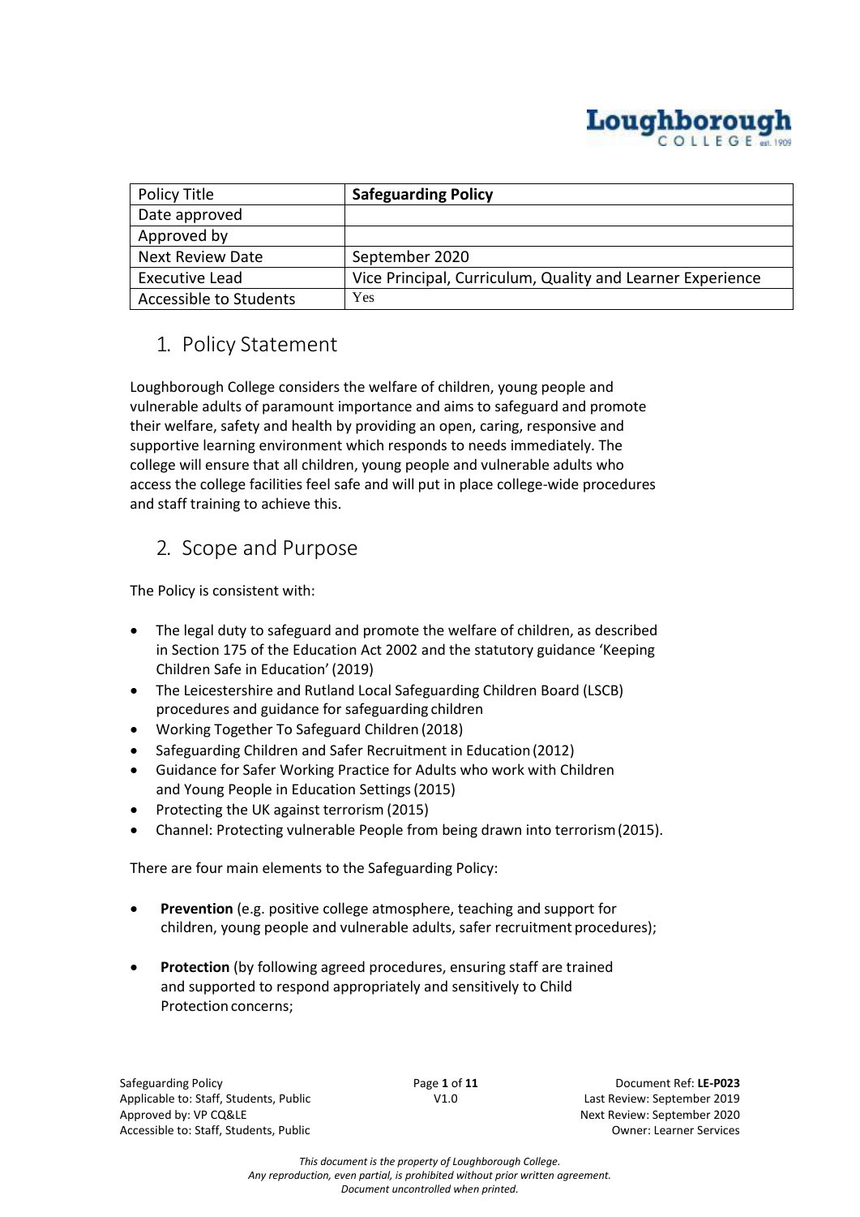| Policy Title | **Safeguarding Policy** |
| --- | --- |
| Date approved | |
| Approved by | |
| Next Review Date | September 2020 |
| Executive Lead | Vice Principal, Curriculum, Quality and Learner Experience |
| Accessible to Students | Yes |

## 1. Policy Statement

Loughborough College considers the welfare of children, young people and vulnerable adults of paramount importance and aims to safeguard and promote their welfare, safety and health by providing an open, caring, responsive and supportive learning environment which responds to needs immediately. The college will ensure that all children, young people and vulnerable adults who access the college facilities feel safe and will put in place college-wide procedures and staff training to achieve this.

## 2. Scope and Purpose

The Policy is consistent with:

- The legal duty to safeguard and promote the welfare of children, as described in Section 175 of the Education Act 2002 and the statutory guidance 'Keeping Children Safe in Education' (2019)
- The Leicestershire and Rutland Local Safeguarding Children Board (LSCB) procedures and guidance for safeguarding children
- Working Together To Safeguard Children (2018)
- Safeguarding Children and Safer Recruitment in Education (2012)
- Guidance for Safer Working Practice for Adults who work with Children and Young People in Education Settings (2015)
- Protecting the UK against terrorism (2015)
- Channel: Protecting vulnerable People from being drawn into terrorism (2015).

There are four main elements to the Safeguarding Policy:

- **Prevention** (e.g. positive college atmosphere, teaching and support for children, young people and vulnerable adults, safer recruitment procedures);
- **Protection** (by following agreed procedures, ensuring staff are trained and supported to respond appropriately and sensitively to Child Protection concerns;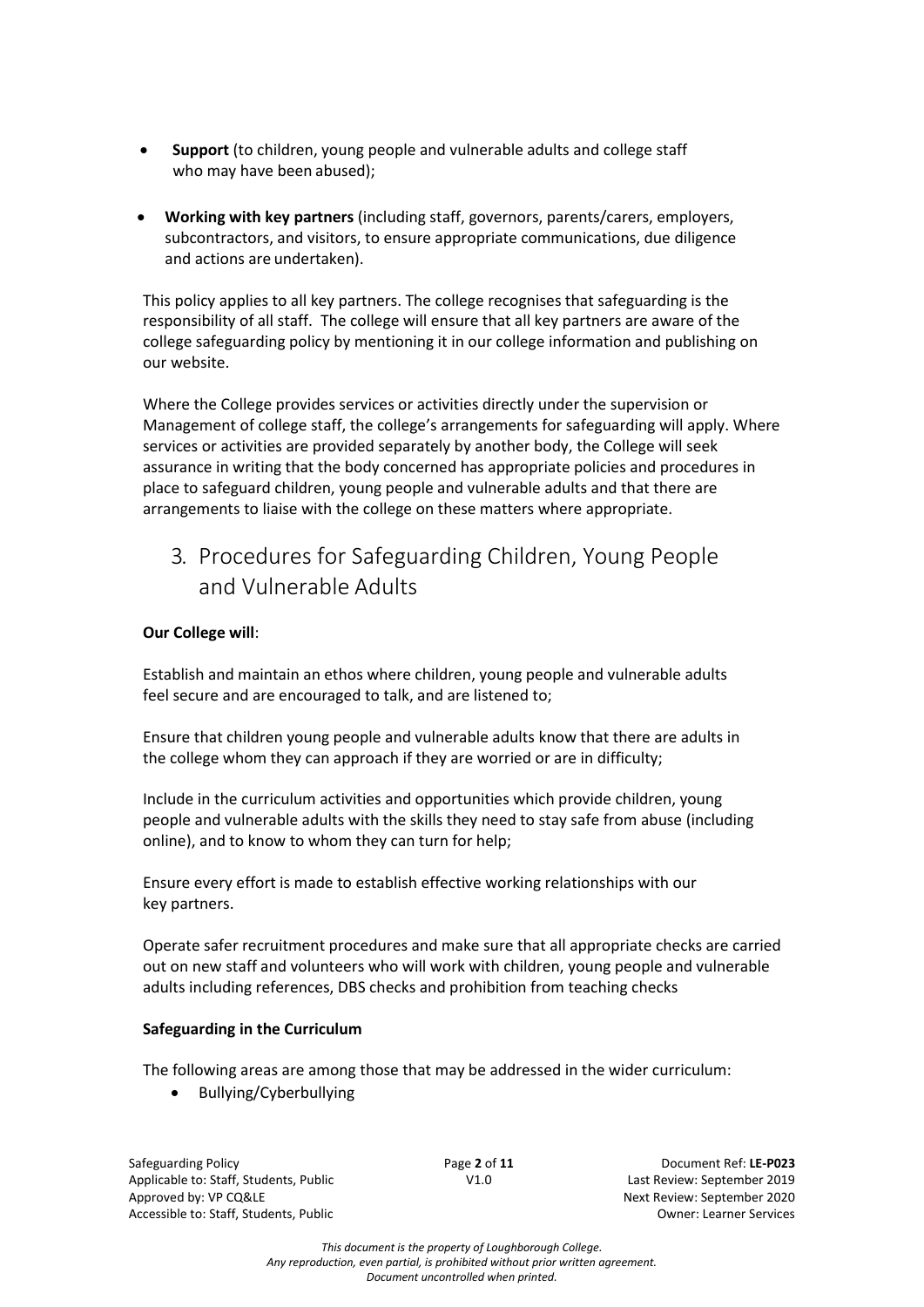- **Support** (to children, young people and vulnerable adults and college staff who may have been abused);

- **Working with key partners** (including staff, governors, parents/carers, employers, subcontractors, and visitors, to ensure appropriate communications, due diligence and actions are undertaken).

This policy applies to all key partners. The college recognises that safeguarding is the responsibility of all staff. The college will ensure that all key partners are aware of the college safeguarding policy by mentioning it in our college information and publishing on our website.

Where the College provides services or activities directly under the supervision or Management of college staff, the college's arrangements for safeguarding will apply. Where services or activities are provided separately by another body, the College will seek assurance in writing that the body concerned has appropriate policies and procedures in place to safeguard children, young people and vulnerable adults and that there are arrangements to liaise with the college on these matters where appropriate.

## 3. Procedures for Safeguarding Children, Young People and Vulnerable Adults

**Our College will**:

Establish and maintain an ethos where children, young people and vulnerable adults feel secure and are encouraged to talk, and are listened to;

Ensure that children young people and vulnerable adults know that there are adults in the college whom they can approach if they are worried or are in difficulty;

Include in the curriculum activities and opportunities which provide children, young people and vulnerable adults with the skills they need to stay safe from abuse (including online), and to know to whom they can turn for help;

Ensure every effort is made to establish effective working relationships with our key partners.

Operate safer recruitment procedures and make sure that all appropriate checks are carried out on new staff and volunteers who will work with children, young people and vulnerable adults including references, DBS checks and prohibition from teaching checks

**Safeguarding in the Curriculum**

The following areas are among those that may be addressed in the wider curriculum:

- Bullying/Cyberbullying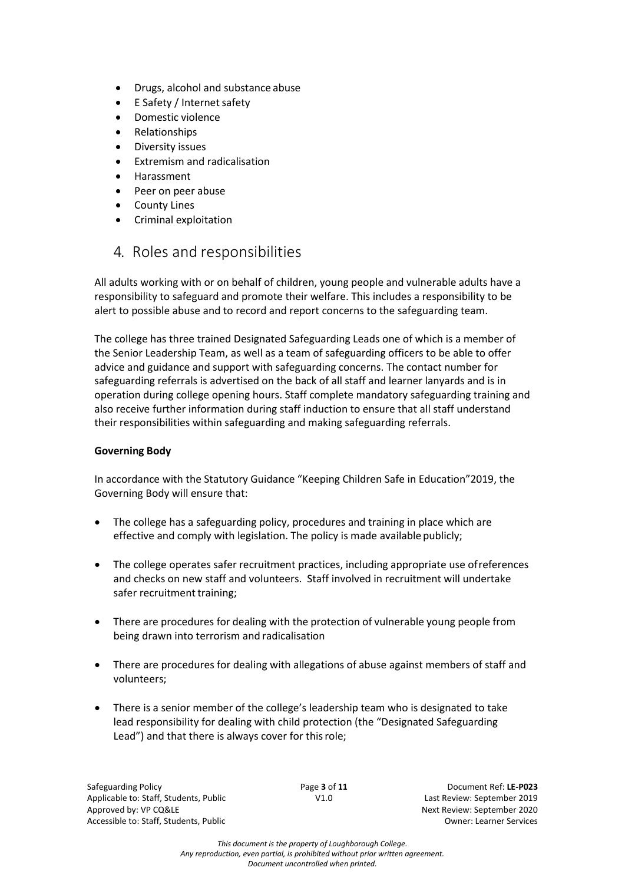- Drugs, alcohol and substance abuse
- E Safety / Internet safety
- Domestic violence
- Relationships
- Diversity issues
- Extremism and radicalisation
- Harassment
- Peer on peer abuse
- County Lines
- Criminal exploitation

## 4. Roles and responsibilities

All adults working with or on behalf of children, young people and vulnerable adults have a responsibility to safeguard and promote their welfare. This includes a responsibility to be alert to possible abuse and to record and report concerns to the safeguarding team.

The college has three trained Designated Safeguarding Leads one of which is a member of the Senior Leadership Team, as well as a team of safeguarding officers to be able to offer advice and guidance and support with safeguarding concerns. The contact number for safeguarding referrals is advertised on the back of all staff and learner lanyards and is in operation during college opening hours. Staff complete mandatory safeguarding training and also receive further information during staff induction to ensure that all staff understand their responsibilities within safeguarding and making safeguarding referrals.

**Governing Body**

In accordance with the Statutory Guidance "Keeping Children Safe in Education"2019, the Governing Body will ensure that:

- The college has a safeguarding policy, procedures and training in place which are effective and comply with legislation. The policy is made available publicly;
- The college operates safer recruitment practices, including appropriate use of references and checks on new staff and volunteers. Staff involved in recruitment will undertake safer recruitment training;
- There are procedures for dealing with the protection of vulnerable young people from being drawn into terrorism and radicalisation
- There are procedures for dealing with allegations of abuse against members of staff and volunteers;
- There is a senior member of the college's leadership team who is designated to take lead responsibility for dealing with child protection (the "Designated Safeguarding Lead") and that there is always cover for this role;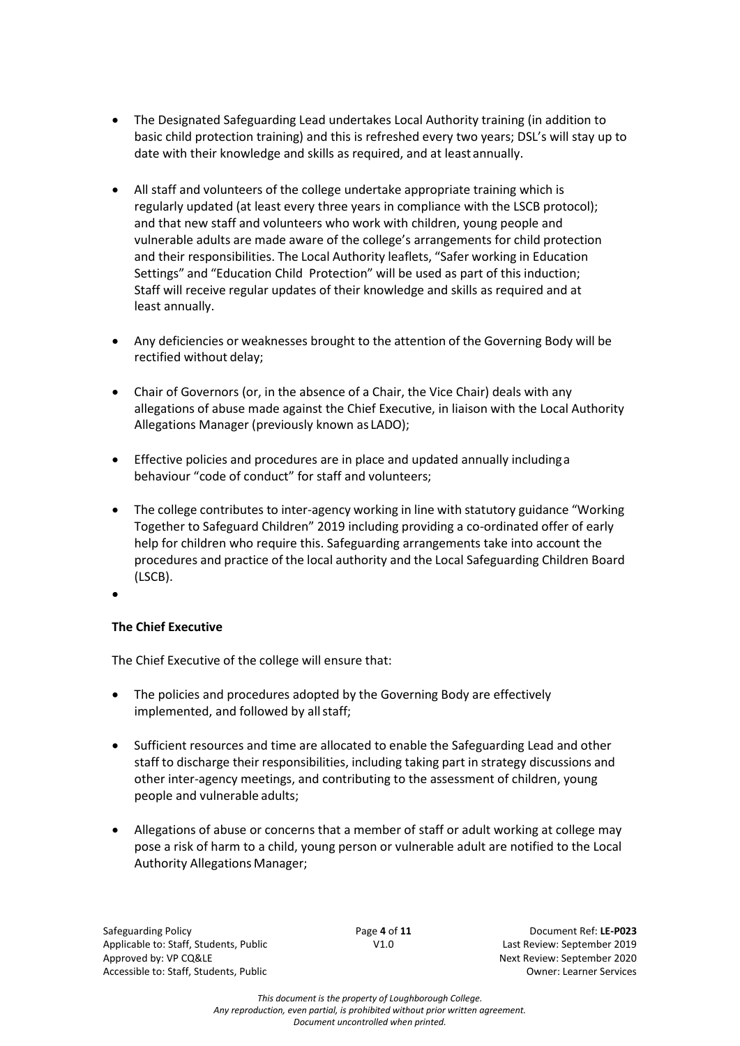- The Designated Safeguarding Lead undertakes Local Authority training (in addition to basic child protection training) and this is refreshed every two years; DSL's will stay up to date with their knowledge and skills as required, and at least annually.

- All staff and volunteers of the college undertake appropriate training which is regularly updated (at least every three years in compliance with the LSCB protocol); and that new staff and volunteers who work with children, young people and vulnerable adults are made aware of the college's arrangements for child protection and their responsibilities. The Local Authority leaflets, "Safer working in Education Settings" and "Education Child Protection" will be used as part of this induction; Staff will receive regular updates of their knowledge and skills as required and at least annually.

- Any deficiencies or weaknesses brought to the attention of the Governing Body will be rectified without delay;

- Chair of Governors (or, in the absence of a Chair, the Vice Chair) deals with any allegations of abuse made against the Chief Executive, in liaison with the Local Authority Allegations Manager (previously known as LADO);

- Effective policies and procedures are in place and updated annually including a behaviour "code of conduct" for staff and volunteers;

- The college contributes to inter-agency working in line with statutory guidance "Working Together to Safeguard Children" 2019 including providing a co-ordinated offer of early help for children who require this. Safeguarding arrangements take into account the procedures and practice of the local authority and the Local Safeguarding Children Board (LSCB).

**The Chief Executive**

The Chief Executive of the college will ensure that:

- The policies and procedures adopted by the Governing Body are effectively implemented, and followed by all staff;

- Sufficient resources and time are allocated to enable the Safeguarding Lead and other staff to discharge their responsibilities, including taking part in strategy discussions and other inter-agency meetings, and contributing to the assessment of children, young people and vulnerable adults;

- Allegations of abuse or concerns that a member of staff or adult working at college may pose a risk of harm to a child, young person or vulnerable adult are notified to the Local Authority Allegations Manager;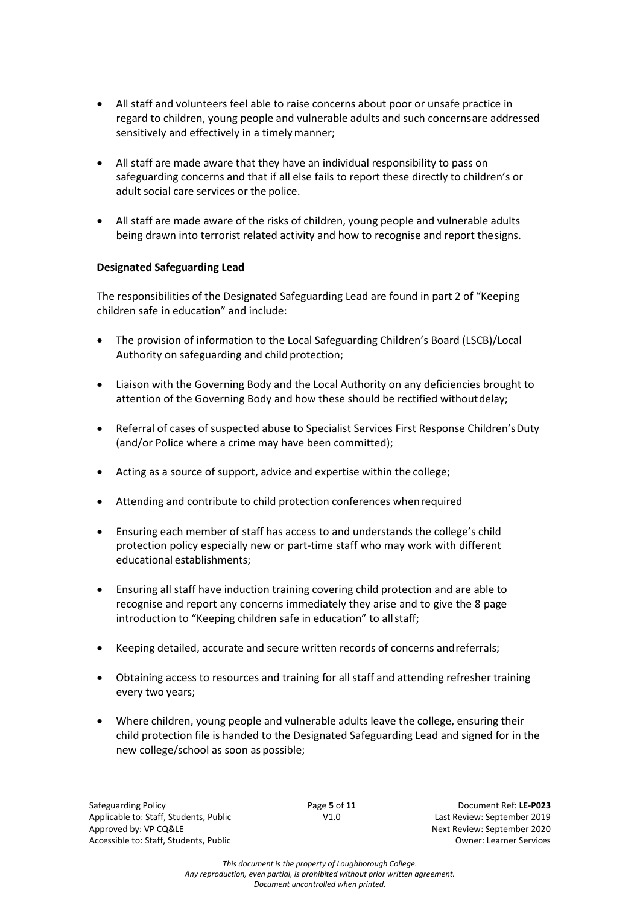- All staff and volunteers feel able to raise concerns about poor or unsafe practice in regard to children, young people and vulnerable adults and such concernsare addressed sensitively and effectively in a timely manner;

- All staff are made aware that they have an individual responsibility to pass on safeguarding concerns and that if all else fails to report these directly to children's or adult social care services or the police.

- All staff are made aware of the risks of children, young people and vulnerable adults being drawn into terrorist related activity and how to recognise and report thesigns.

**Designated Safeguarding Lead**

The responsibilities of the Designated Safeguarding Lead are found in part 2 of "Keeping children safe in education" and include:

- The provision of information to the Local Safeguarding Children's Board (LSCB)/Local Authority on safeguarding and child protection;

- Liaison with the Governing Body and the Local Authority on any deficiencies brought to attention of the Governing Body and how these should be rectified withoutdelay;

- Referral of cases of suspected abuse to Specialist Services First Response Children'sDuty (and/or Police where a crime may have been committed);

- Acting as a source of support, advice and expertise within the college;

- Attending and contribute to child protection conferences whenrequired

- Ensuring each member of staff has access to and understands the college's child protection policy especially new or part-time staff who may work with different educational establishments;

- Ensuring all staff have induction training covering child protection and are able to recognise and report any concerns immediately they arise and to give the 8 page introduction to "Keeping children safe in education" to allstaff;

- Keeping detailed, accurate and secure written records of concerns andreferrals;

- Obtaining access to resources and training for all staff and attending refresher training every two years;

- Where children, young people and vulnerable adults leave the college, ensuring their child protection file is handed to the Designated Safeguarding Lead and signed for in the new college/school as soon as possible;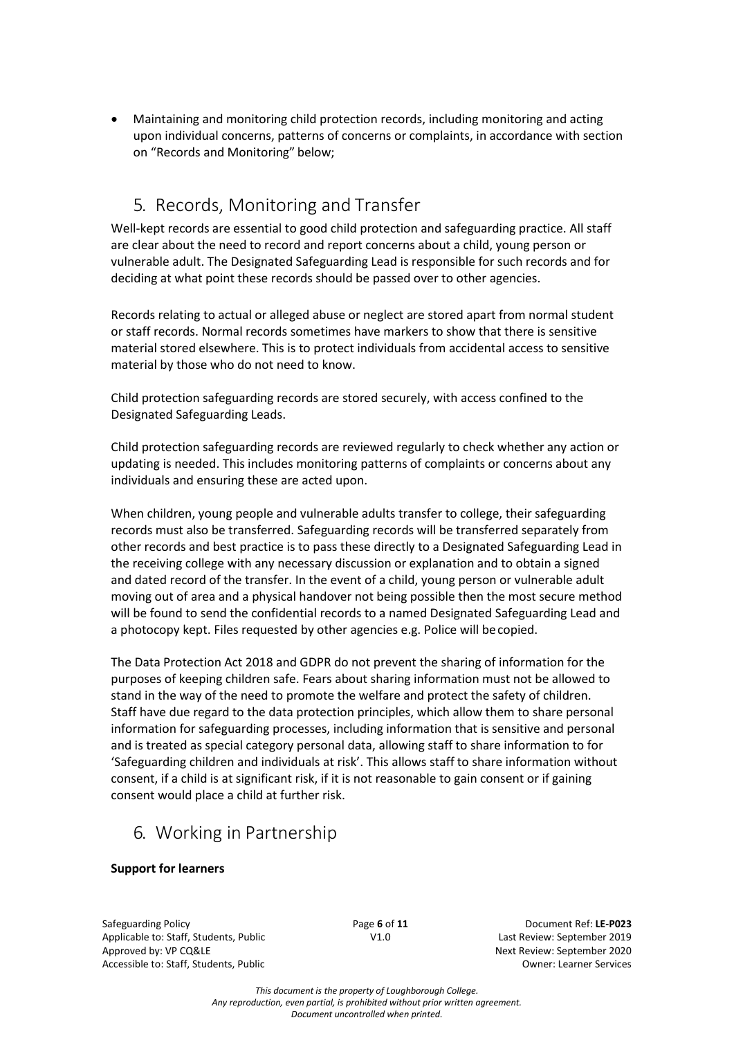- Maintaining and monitoring child protection records, including monitoring and acting upon individual concerns, patterns of concerns or complaints, in accordance with section on "Records and Monitoring" below;

## 5. Records, Monitoring and Transfer

Well-kept records are essential to good child protection and safeguarding practice. All staff are clear about the need to record and report concerns about a child, young person or vulnerable adult. The Designated Safeguarding Lead is responsible for such records and for deciding at what point these records should be passed over to other agencies.

Records relating to actual or alleged abuse or neglect are stored apart from normal student or staff records. Normal records sometimes have markers to show that there is sensitive material stored elsewhere. This is to protect individuals from accidental access to sensitive material by those who do not need to know.

Child protection safeguarding records are stored securely, with access confined to the Designated Safeguarding Leads.

Child protection safeguarding records are reviewed regularly to check whether any action or updating is needed. This includes monitoring patterns of complaints or concerns about any individuals and ensuring these are acted upon.

When children, young people and vulnerable adults transfer to college, their safeguarding records must also be transferred. Safeguarding records will be transferred separately from other records and best practice is to pass these directly to a Designated Safeguarding Lead in the receiving college with any necessary discussion or explanation and to obtain a signed and dated record of the transfer. In the event of a child, young person or vulnerable adult moving out of area and a physical handover not being possible then the most secure method will be found to send the confidential records to a named Designated Safeguarding Lead and a photocopy kept. Files requested by other agencies e.g. Police will be copied.

The Data Protection Act 2018 and GDPR do not prevent the sharing of information for the purposes of keeping children safe. Fears about sharing information must not be allowed to stand in the way of the need to promote the welfare and protect the safety of children. Staff have due regard to the data protection principles, which allow them to share personal information for safeguarding processes, including information that is sensitive and personal and is treated as special category personal data, allowing staff to share information to for 'Safeguarding children and individuals at risk'. This allows staff to share information without consent, if a child is at significant risk, if it is not reasonable to gain consent or if gaining consent would place a child at further risk.

## 6. Working in Partnership

**Support for learners**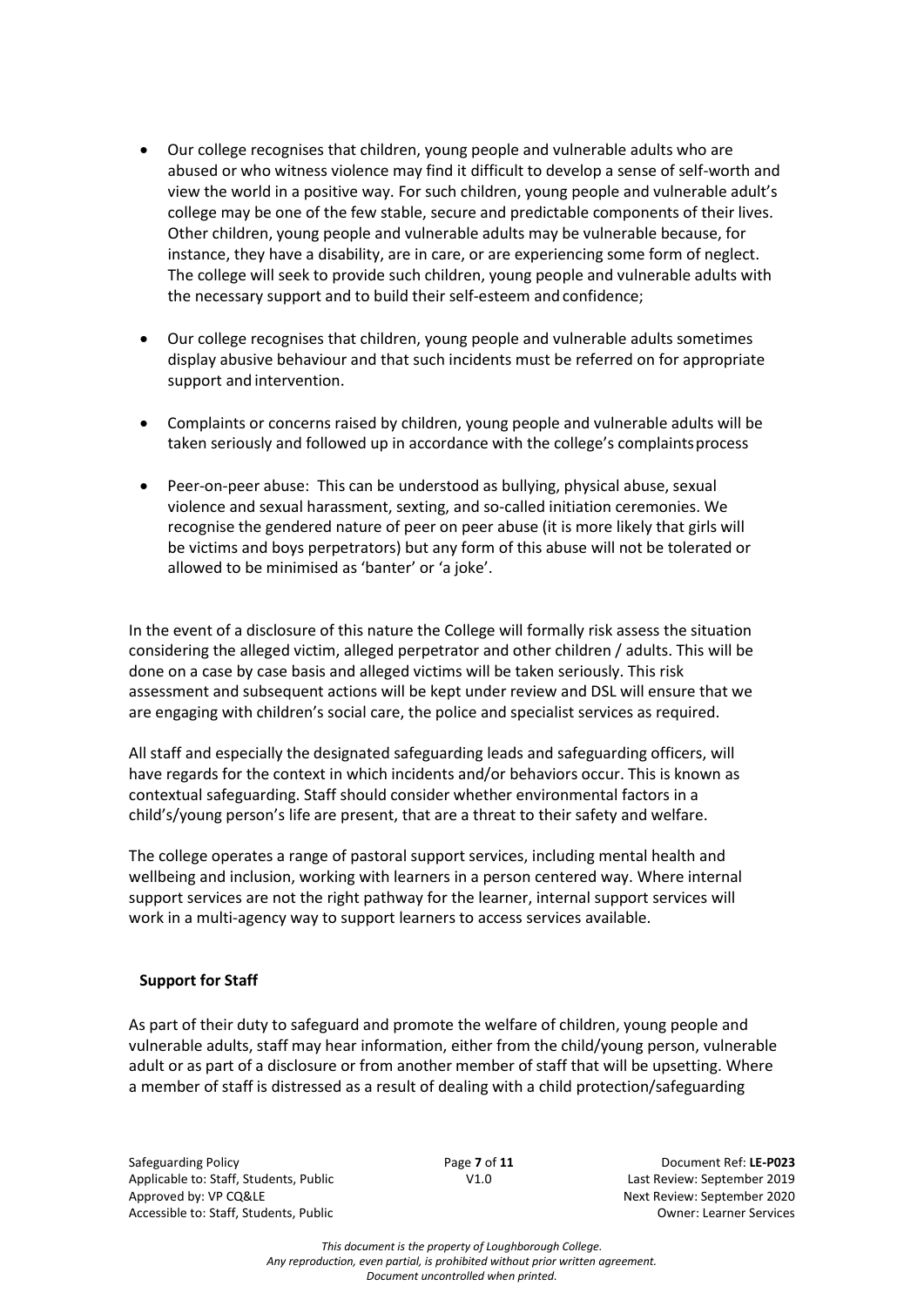- Our college recognises that children, young people and vulnerable adults who are abused or who witness violence may find it difficult to develop a sense of self-worth and view the world in a positive way. For such children, young people and vulnerable adult's college may be one of the few stable, secure and predictable components of their lives. Other children, young people and vulnerable adults may be vulnerable because, for instance, they have a disability, are in care, or are experiencing some form of neglect. The college will seek to provide such children, young people and vulnerable adults with the necessary support and to build their self-esteem and confidence;

- Our college recognises that children, young people and vulnerable adults sometimes display abusive behaviour and that such incidents must be referred on for appropriate support and intervention.

- Complaints or concerns raised by children, young people and vulnerable adults will be taken seriously and followed up in accordance with the college's complaints process

- Peer-on-peer abuse: This can be understood as bullying, physical abuse, sexual violence and sexual harassment, sexting, and so-called initiation ceremonies. We recognise the gendered nature of peer on peer abuse (it is more likely that girls will be victims and boys perpetrators) but any form of this abuse will not be tolerated or allowed to be minimised as 'banter' or 'a joke'.

In the event of a disclosure of this nature the College will formally risk assess the situation considering the alleged victim, alleged perpetrator and other children / adults. This will be done on a case by case basis and alleged victims will be taken seriously. This risk assessment and subsequent actions will be kept under review and DSL will ensure that we are engaging with children's social care, the police and specialist services as required.

All staff and especially the designated safeguarding leads and safeguarding officers, will have regards for the context in which incidents and/or behaviors occur. This is known as contextual safeguarding. Staff should consider whether environmental factors in a child's/young person's life are present, that are a threat to their safety and welfare.

The college operates a range of pastoral support services, including mental health and wellbeing and inclusion, working with learners in a person centered way. Where internal support services are not the right pathway for the learner, internal support services will work in a multi-agency way to support learners to access services available.

**Support for Staff**

As part of their duty to safeguard and promote the welfare of children, young people and vulnerable adults, staff may hear information, either from the child/young person, vulnerable adult or as part of a disclosure or from another member of staff that will be upsetting. Where a member of staff is distressed as a result of dealing with a child protection/safeguarding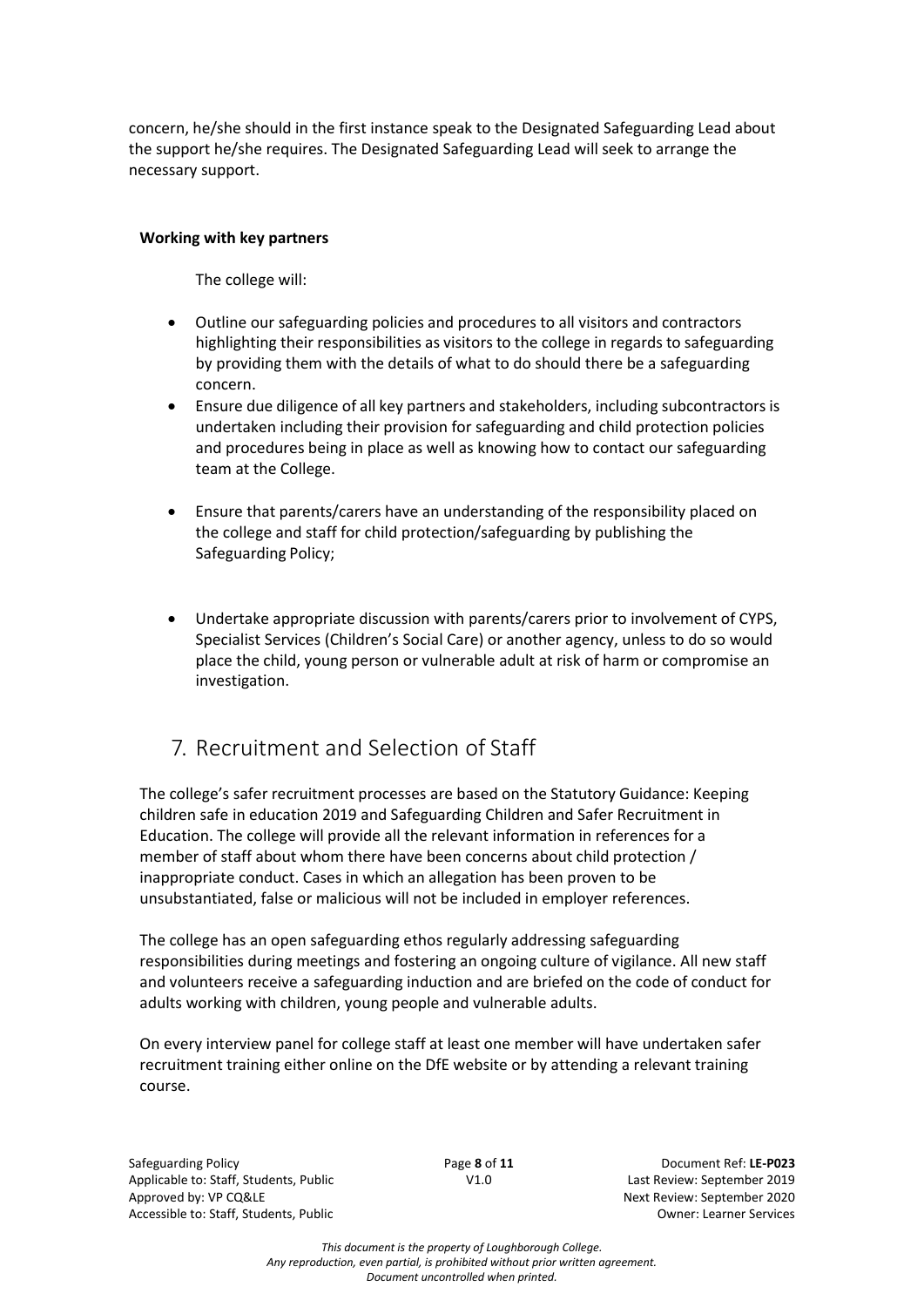concern, he/she should in the first instance speak to the Designated Safeguarding Lead about the support he/she requires. The Designated Safeguarding Lead will seek to arrange the necessary support.

**Working with key partners**

The college will:

- Outline our safeguarding policies and procedures to all visitors and contractors highlighting their responsibilities as visitors to the college in regards to safeguarding by providing them with the details of what to do should there be a safeguarding concern.
- Ensure due diligence of all key partners and stakeholders, including subcontractors is undertaken including their provision for safeguarding and child protection policies and procedures being in place as well as knowing how to contact our safeguarding team at the College.
- Ensure that parents/carers have an understanding of the responsibility placed on the college and staff for child protection/safeguarding by publishing the Safeguarding Policy;
- Undertake appropriate discussion with parents/carers prior to involvement of CYPS, Specialist Services (Children's Social Care) or another agency, unless to do so would place the child, young person or vulnerable adult at risk of harm or compromise an investigation.

## 7. Recruitment and Selection of Staff

The college's safer recruitment processes are based on the Statutory Guidance: Keeping children safe in education 2019 and Safeguarding Children and Safer Recruitment in Education. The college will provide all the relevant information in references for a member of staff about whom there have been concerns about child protection / inappropriate conduct. Cases in which an allegation has been proven to be unsubstantiated, false or malicious will not be included in employer references.

The college has an open safeguarding ethos regularly addressing safeguarding responsibilities during meetings and fostering an ongoing culture of vigilance. All new staff and volunteers receive a safeguarding induction and are briefed on the code of conduct for adults working with children, young people and vulnerable adults.

On every interview panel for college staff at least one member will have undertaken safer recruitment training either online on the DfE website or by attending a relevant training course.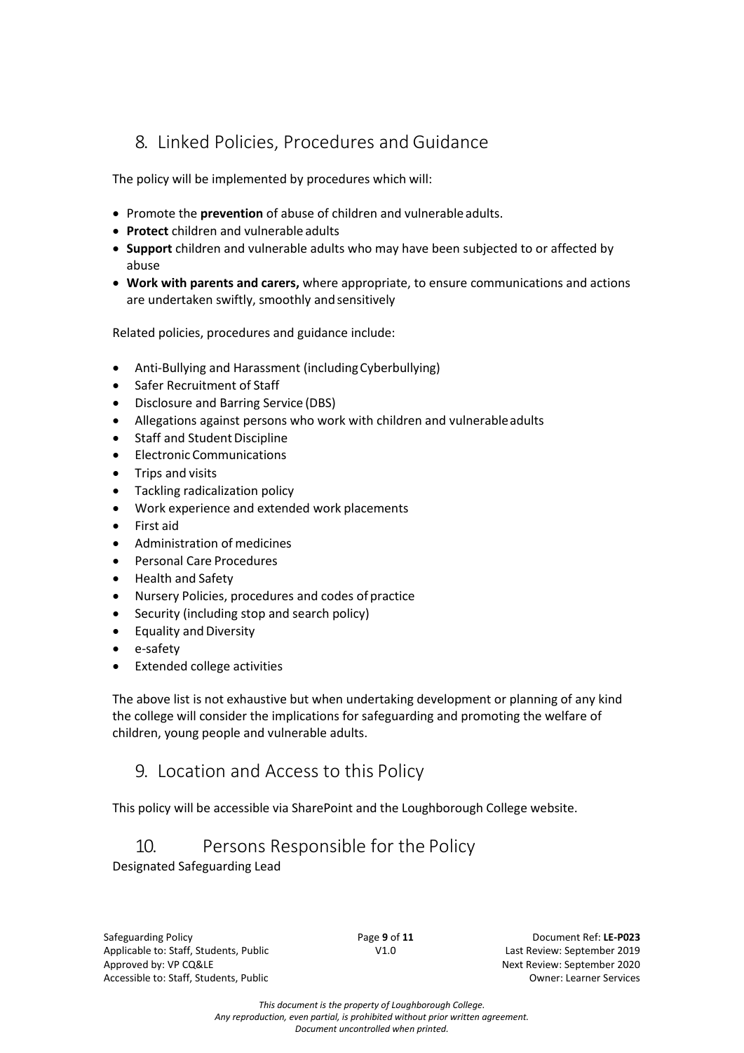## 8. Linked Policies, Procedures and Guidance

The policy will be implemented by procedures which will:

- Promote the **prevention** of abuse of children and vulnerable adults.
- **Protect** children and vulnerable adults
- **Support** children and vulnerable adults who may have been subjected to or affected by abuse
- **Work with parents and carers,** where appropriate, to ensure communications and actions are undertaken swiftly, smoothly and sensitively

Related policies, procedures and guidance include:

- Anti-Bullying and Harassment (including Cyberbullying)
- Safer Recruitment of Staff
- Disclosure and Barring Service (DBS)
- Allegations against persons who work with children and vulnerable adults
- Staff and Student Discipline
- Electronic Communications
- Trips and visits
- Tackling radicalization policy
- Work experience and extended work placements
- First aid
- Administration of medicines
- Personal Care Procedures
- Health and Safety
- Nursery Policies, procedures and codes of practice
- Security (including stop and search policy)
- Equality and Diversity
- e-safety
- Extended college activities

The above list is not exhaustive but when undertaking development or planning of any kind the college will consider the implications for safeguarding and promoting the welfare of children, young people and vulnerable adults.

## 9. Location and Access to this Policy

This policy will be accessible via SharePoint and the Loughborough College website.

## 10. Persons Responsible for the Policy

Designated Safeguarding Lead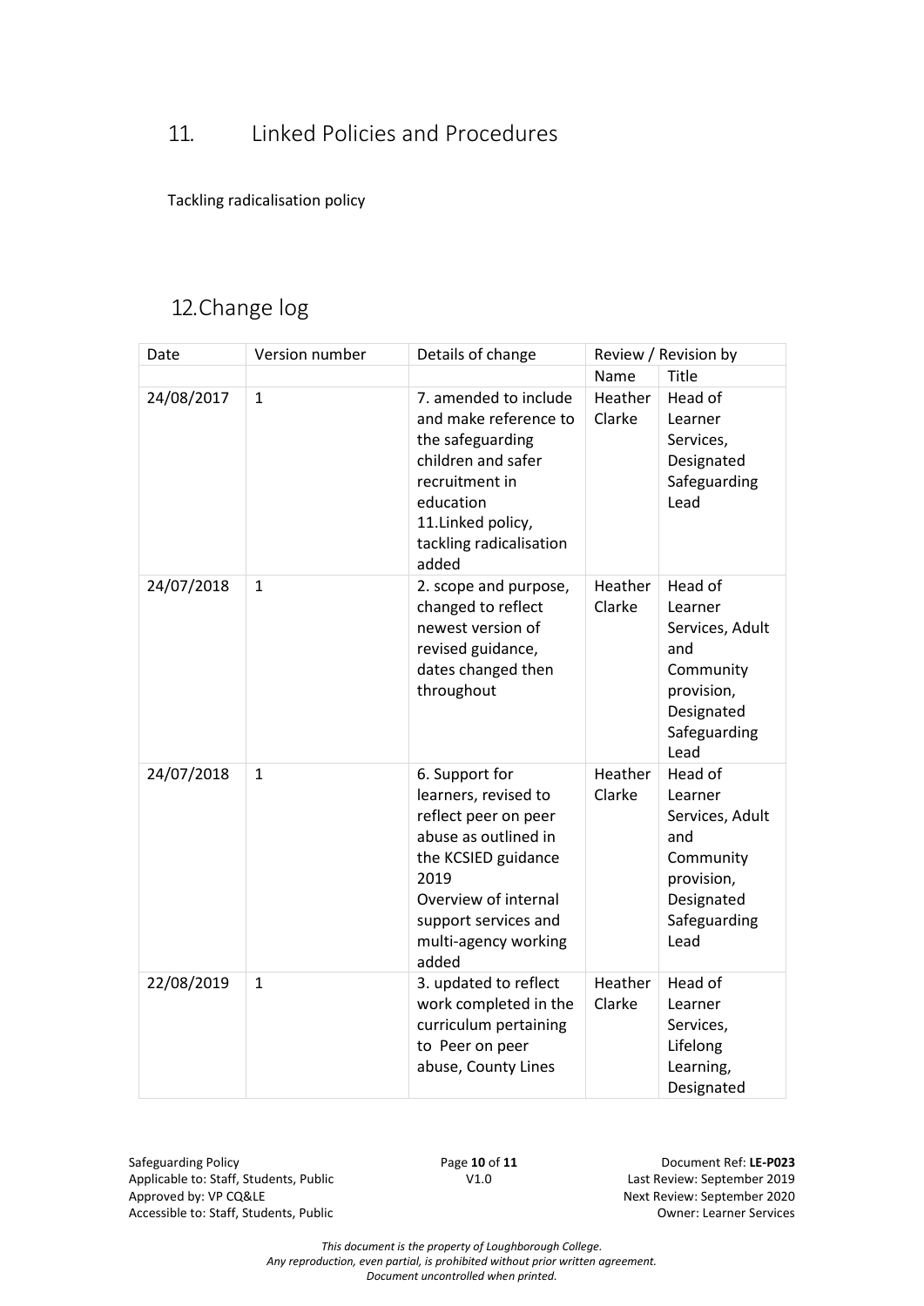## 11. Linked Policies and Procedures

Tackling radicalisation policy

## 12. Change log

| Date | Version number | Details of change | Review / Revision by | |
|---|---|---|---|---|
| | | | Name | Title |
| 24/08/2017 | 1 | 7. amended to include and make reference to the safeguarding children and safer recruitment in education<br>11.Linked policy, tackling radicalisation added | Heather Clarke | Head of Learner Services, Designated Safeguarding Lead |
| 24/07/2018 | 1 | 2. scope and purpose, changed to reflect newest version of revised guidance, dates changed then throughout | Heather Clarke | Head of Learner Services, Adult and Community provision, Designated Safeguarding Lead |
| 24/07/2018 | 1 | 6. Support for learners, revised to reflect peer on peer abuse as outlined in the KCSIED guidance 2019<br>Overview of internal support services and multi-agency working added | Heather Clarke | Head of Learner Services, Adult and Community provision, Designated Safeguarding Lead |
| 22/08/2019 | 1 | 3. updated to reflect work completed in the curriculum pertaining to Peer on peer abuse, County Lines | Heather Clarke | Head of Learner Services, Lifelong Learning, Designated |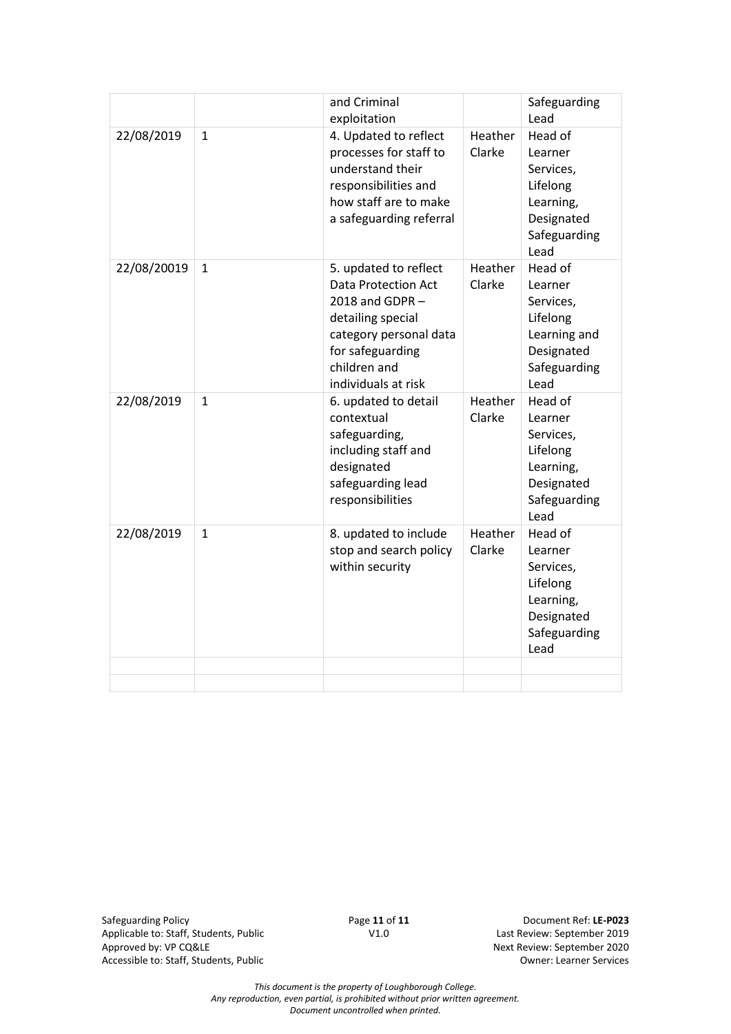| | | | | |
|---|---|---|---|---|
| | | and Criminal exploitation | | Safeguarding Lead |
| 22/08/2019 | 1 | 4. Updated to reflect processes for staff to understand their responsibilities and how staff are to make a safeguarding referral | Heather Clarke | Head of Learner Services, Lifelong Learning, Designated Safeguarding Lead |
| 22/08/20019 | 1 | 5. updated to reflect Data Protection Act 2018 and GDPR – detailing special category personal data for safeguarding children and individuals at risk | Heather Clarke | Head of Learner Services, Lifelong Learning and Designated Safeguarding Lead |
| 22/08/2019 | 1 | 6. updated to detail contextual safeguarding, including staff and designated safeguarding lead responsibilities | Heather Clarke | Head of Learner Services, Lifelong Learning, Designated Safeguarding Lead |
| 22/08/2019 | 1 | 8. updated to include stop and search policy within security | Heather Clarke | Head of Learner Services, Lifelong Learning, Designated Safeguarding Lead |
| | | | | |
| | | | | |